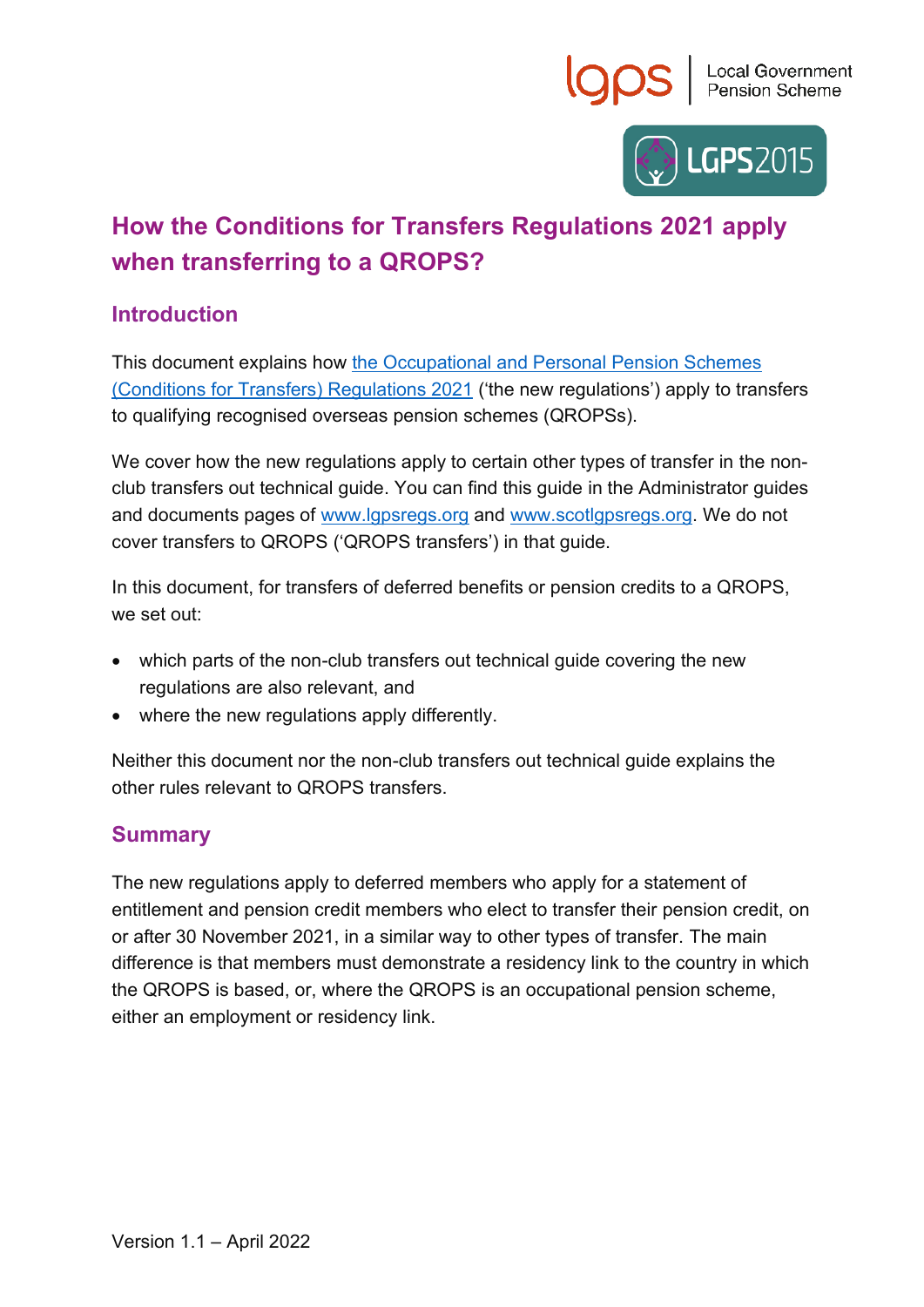# How the Conditions for Transfers Regulations 2021 apply when transferring to a QROPS?

## Introduction

This document explains how the Occupational and Personal Pension Schemes (Conditions for Transfers) Regulations 2021 ('the new regulations') apply to transfers to qualifying recognised overseas pension schemes (QROPSs).

We cover how the new regulations apply to certain other types of transfer in the non-club transfers out technical guide. You can find this guide in the Administrator guides and documents pages of www.lgpsregs.org and www.scotlgpsregs.org. We do not cover transfers to QROPS ('QROPS transfers') in that guide.

In this document, for transfers of deferred benefits or pension credits to a QROPS, we set out:

- which parts of the non-club transfers out technical guide covering the new regulations are also relevant, and
- where the new regulations apply differently.

Neither this document nor the non-club transfers out technical guide explains the other rules relevant to QROPS transfers.

## Summary

The new regulations apply to deferred members who apply for a statement of entitlement and pension credit members who elect to transfer their pension credit, on or after 30 November 2021, in a similar way to other types of transfer. The main difference is that members must demonstrate a residency link to the country in which the QROPS is based, or, where the QROPS is an occupational pension scheme, either an employment or residency link.

Version 1.1 – April 2022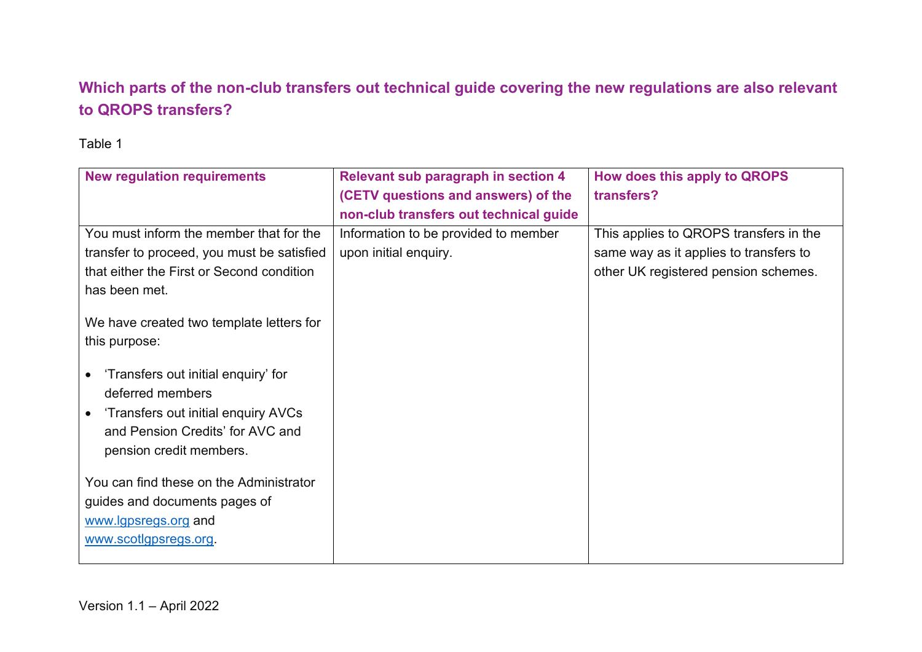## Which parts of the non-club transfers out technical guide covering the new regulations are also relevant to QROPS transfers?

Table 1

| New regulation requirements | Relevant sub paragraph in section 4 (CETV questions and answers) of the non-club transfers out technical guide | How does this apply to QROPS transfers? |
|---|---|---|
| You must inform the member that for the transfer to proceed, you must be satisfied that either the First or Second condition has been met.<br><br>We have created two template letters for this purpose:<br><br>• 'Transfers out initial enquiry' for deferred members<br>• 'Transfers out initial enquiry AVCs and Pension Credits' for AVC and pension credit members.<br><br>You can find these on the Administrator guides and documents pages of www.lgpsregs.org and www.scotlgpsregs.org. | Information to be provided to member upon initial enquiry. | This applies to QROPS transfers in the same way as it applies to transfers to other UK registered pension schemes. |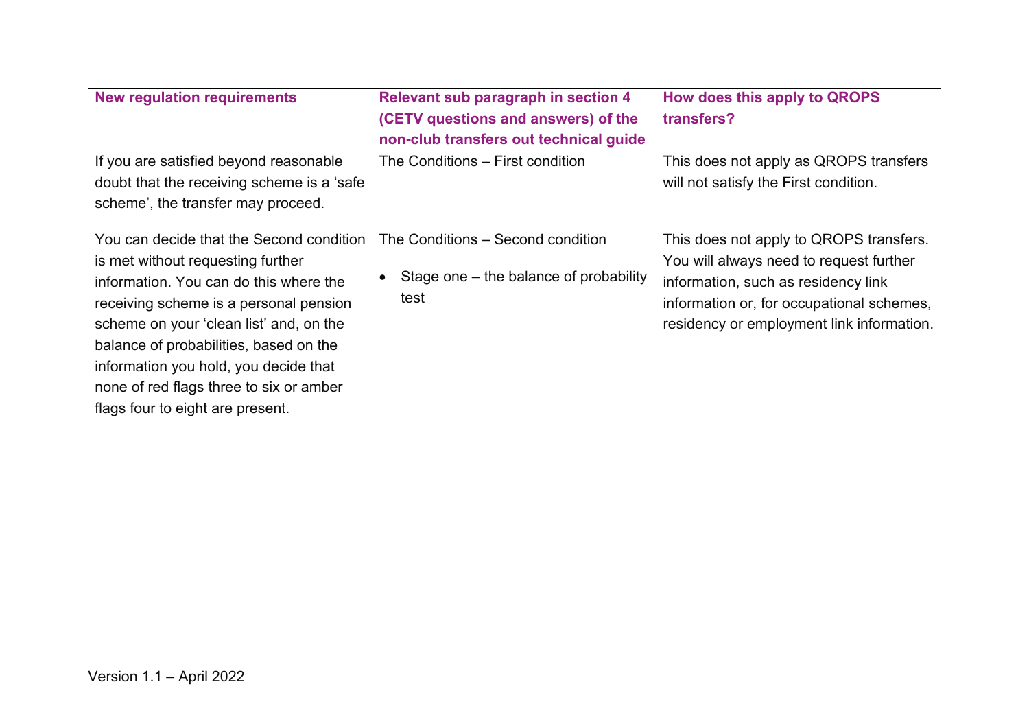| New regulation requirements | Relevant sub paragraph in section 4 (CETV questions and answers) of the non-club transfers out technical guide | How does this apply to QROPS transfers? |
| --- | --- | --- |
| If you are satisfied beyond reasonable doubt that the receiving scheme is a 'safe scheme', the transfer may proceed. | The Conditions – First condition | This does not apply as QROPS transfers will not satisfy the First condition. |
| You can decide that the Second condition is met without requesting further information. You can do this where the receiving scheme is a personal pension scheme on your 'clean list' and, on the balance of probabilities, based on the information you hold, you decide that none of red flags three to six or amber flags four to eight are present. | The Conditions – Second condition<br><br>• Stage one – the balance of probability test | This does not apply to QROPS transfers. You will always need to request further information, such as residency link information or, for occupational schemes, residency or employment link information. |

Version 1.1 – April 2022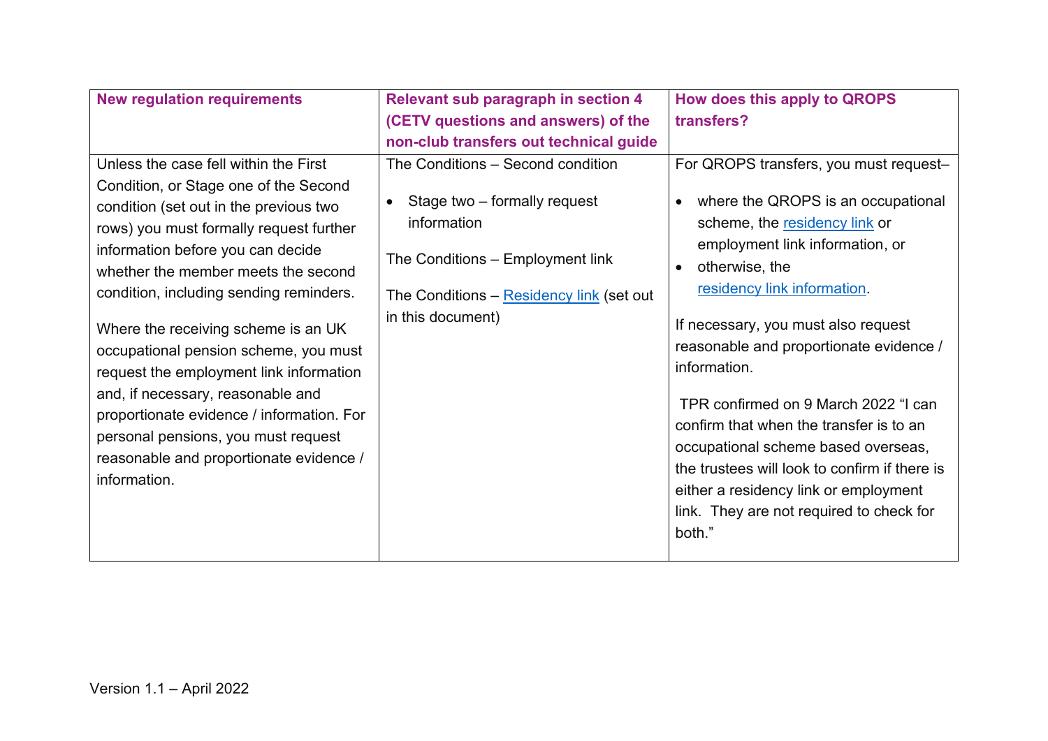| New regulation requirements | Relevant sub paragraph in section 4 (CETV questions and answers) of the non-club transfers out technical guide | How does this apply to QROPS transfers? |
|---|---|---|
| Unless the case fell within the First Condition, or Stage one of the Second condition (set out in the previous two rows) you must formally request further information before you can decide whether the member meets the second condition, including sending reminders.<br><br>Where the receiving scheme is an UK occupational pension scheme, you must request the employment link information and, if necessary, reasonable and proportionate evidence / information. For personal pensions, you must request reasonable and proportionate evidence / information. | The Conditions – Second condition<br><br>• Stage two – formally request information<br><br>The Conditions – Employment link<br><br>The Conditions – Residency link (set out in this document) | For QROPS transfers, you must request–<br><br>• where the QROPS is an occupational scheme, the residency link or employment link information, or<br>• otherwise, the residency link information.<br><br>If necessary, you must also request reasonable and proportionate evidence / information.<br><br>TPR confirmed on 9 March 2022 "I can confirm that when the transfer is to an occupational scheme based overseas, the trustees will look to confirm if there is either a residency link or employment link.  They are not required to check for both." |

Version 1.1 – April 2022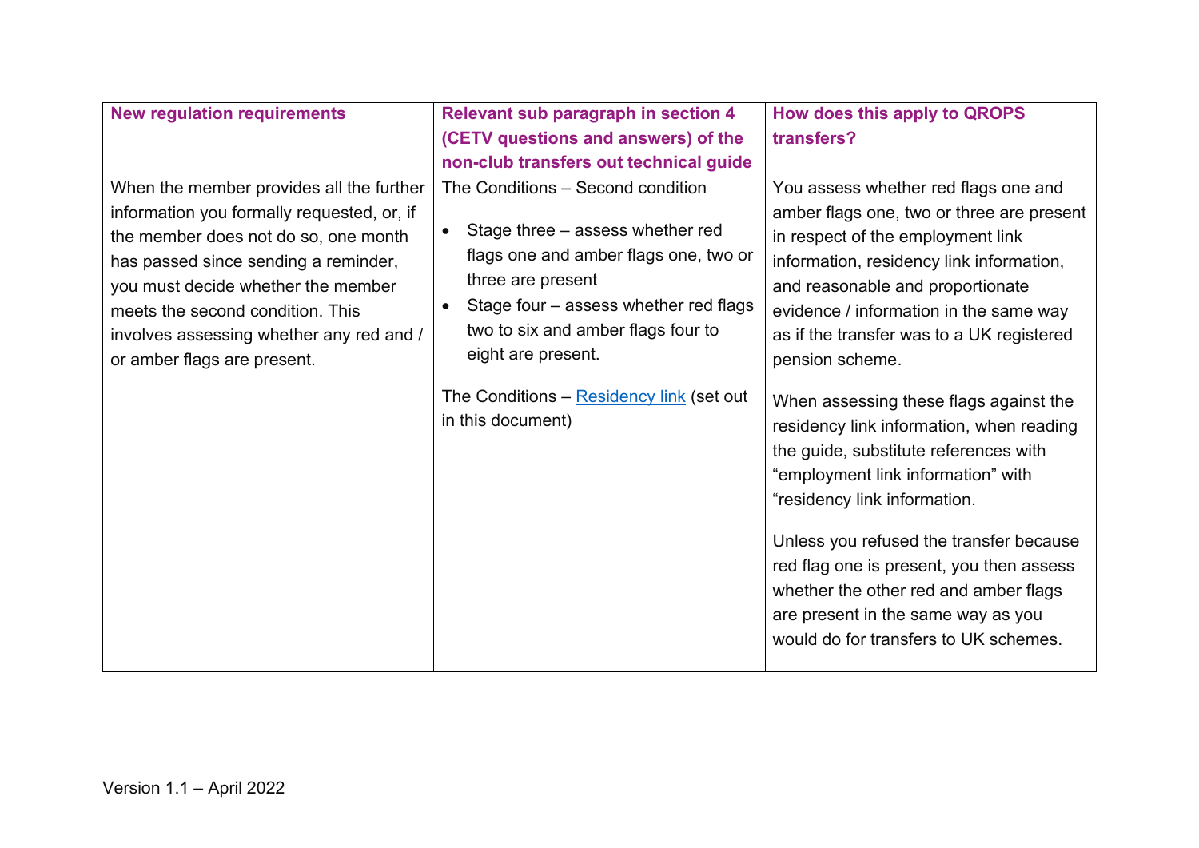| New regulation requirements | Relevant sub paragraph in section 4 (CETV questions and answers) of the non-club transfers out technical guide | How does this apply to QROPS transfers? |
|---|---|---|
| When the member provides all the further information you formally requested, or, if the member does not do so, one month has passed since sending a reminder, you must decide whether the member meets the second condition. This involves assessing whether any red and / or amber flags are present. | The Conditions – Second condition<br><br>• Stage three – assess whether red flags one and amber flags one, two or three are present<br>• Stage four – assess whether red flags two to six and amber flags four to eight are present.<br><br>The Conditions – [Residency link](#) (set out in this document) | You assess whether red flags one and amber flags one, two or three are present in respect of the employment link information, residency link information, and reasonable and proportionate evidence / information in the same way as if the transfer was to a UK registered pension scheme.<br><br>When assessing these flags against the residency link information, when reading the guide, substitute references with “employment link information” with “residency link information.<br><br>Unless you refused the transfer because red flag one is present, you then assess whether the other red and amber flags are present in the same way as you would do for transfers to UK schemes. |

Version 1.1 – April 2022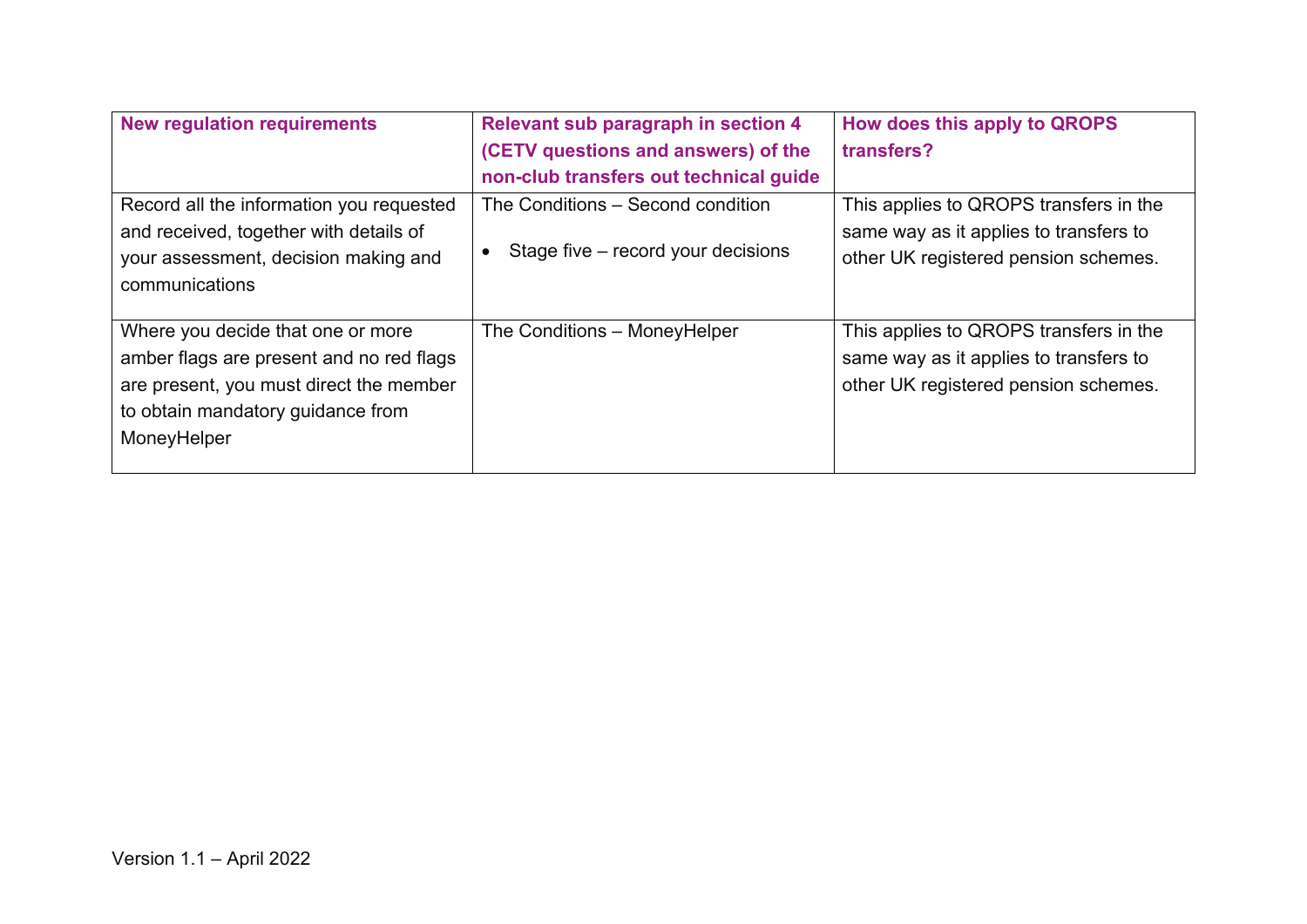| New regulation requirements | Relevant sub paragraph in section 4 (CETV questions and answers) of the non-club transfers out technical guide | How does this apply to QROPS transfers? |
|---|---|---|
| Record all the information you requested and received, together with details of your assessment, decision making and communications | The Conditions – Second condition<br><br>• Stage five – record your decisions | This applies to QROPS transfers in the same way as it applies to transfers to other UK registered pension schemes. |
| Where you decide that one or more amber flags are present and no red flags are present, you must direct the member to obtain mandatory guidance from MoneyHelper | The Conditions – MoneyHelper | This applies to QROPS transfers in the same way as it applies to transfers to other UK registered pension schemes. |

Version 1.1 – April 2022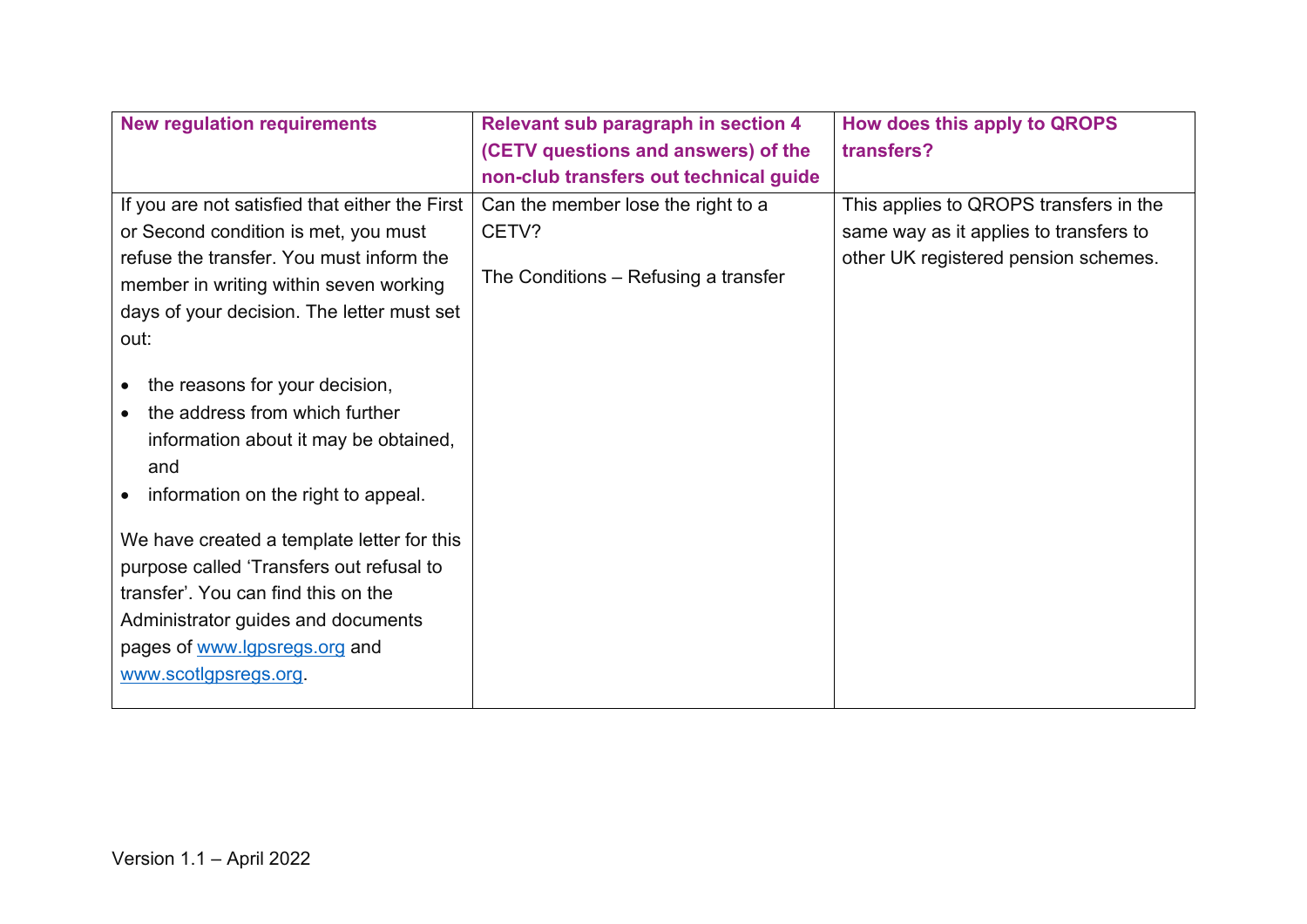| New regulation requirements | Relevant sub paragraph in section 4 (CETV questions and answers) of the non-club transfers out technical guide | How does this apply to QROPS transfers? |
| --- | --- | --- |
| If you are not satisfied that either the First or Second condition is met, you must refuse the transfer. You must inform the member in writing within seven working days of your decision. The letter must set out:<br><br>• the reasons for your decision,<br>• the address from which further information about it may be obtained, and<br>• information on the right to appeal.<br><br>We have created a template letter for this purpose called 'Transfers out refusal to transfer'. You can find this on the Administrator guides and documents pages of [www.lgpsregs.org](http://www.lgpsregs.org) and [www.scotlgpsregs.org](http://www.scotlgpsregs.org). | Can the member lose the right to a CETV?<br><br>The Conditions – Refusing a transfer | This applies to QROPS transfers in the same way as it applies to transfers to other UK registered pension schemes. |

Version 1.1 – April 2022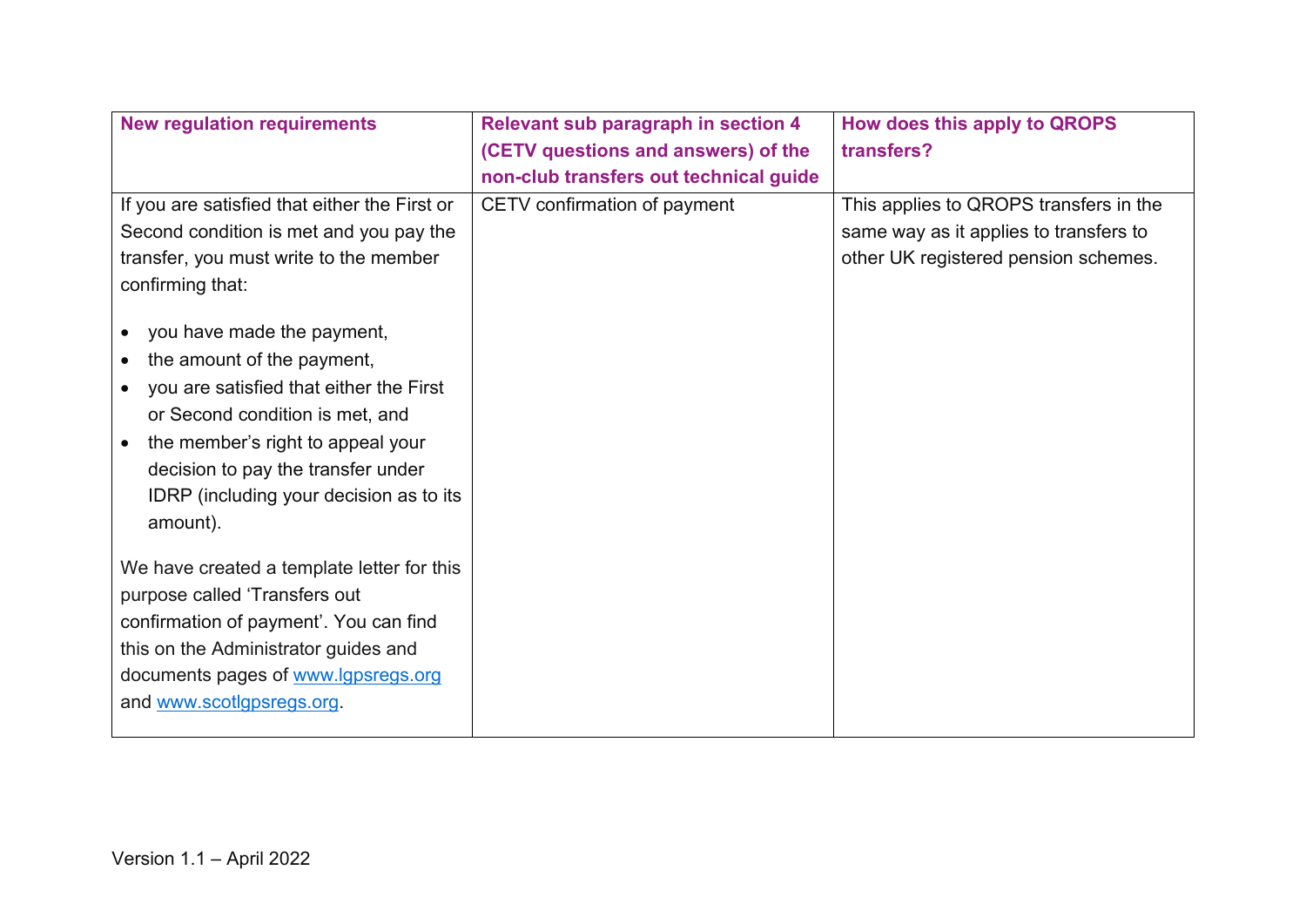| New regulation requirements | Relevant sub paragraph in section 4 (CETV questions and answers) of the non-club transfers out technical guide | How does this apply to QROPS transfers? |
|---|---|---|
| If you are satisfied that either the First or Second condition is met and you pay the transfer, you must write to the member confirming that:<br><br>• you have made the payment,<br>• the amount of the payment,<br>• you are satisfied that either the First or Second condition is met, and<br>• the member's right to appeal your decision to pay the transfer under IDRP (including your decision as to its amount).<br><br>We have created a template letter for this purpose called 'Transfers out confirmation of payment'. You can find this on the Administrator guides and documents pages of [www.lgpsregs.org](www.lgpsregs.org) and [www.scotlgpsregs.org](www.scotlgpsregs.org). | CETV confirmation of payment | This applies to QROPS transfers in the same way as it applies to transfers to other UK registered pension schemes. |

Version 1.1 – April 2022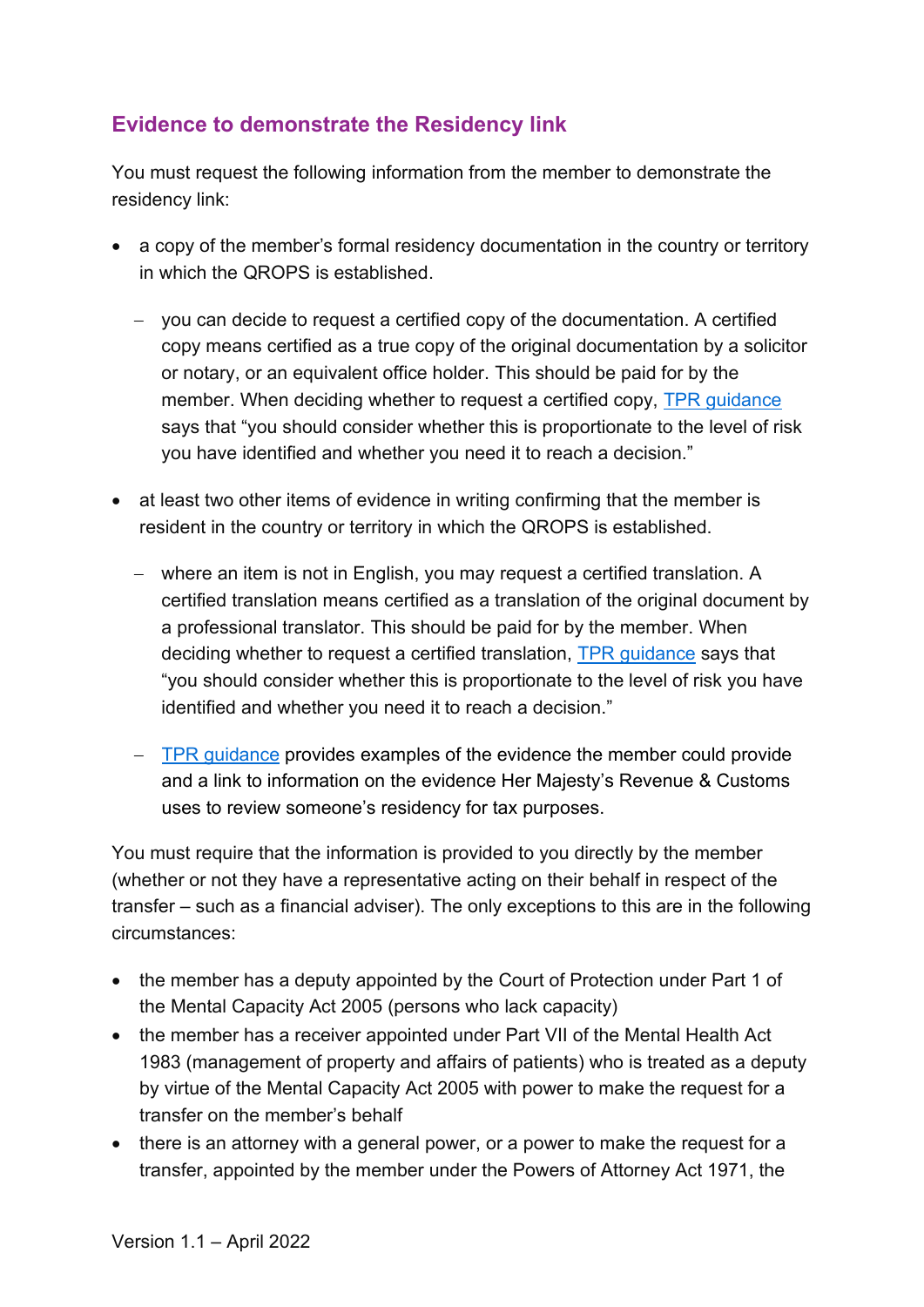## Evidence to demonstrate the Residency link

You must request the following information from the member to demonstrate the residency link:

- a copy of the member's formal residency documentation in the country or territory in which the QROPS is established.
  - you can decide to request a certified copy of the documentation. A certified copy means certified as a true copy of the original documentation by a solicitor or notary, or an equivalent office holder. This should be paid for by the member. When deciding whether to request a certified copy, TPR guidance says that "you should consider whether this is proportionate to the level of risk you have identified and whether you need it to reach a decision."
- at least two other items of evidence in writing confirming that the member is resident in the country or territory in which the QROPS is established.
  - where an item is not in English, you may request a certified translation. A certified translation means certified as a translation of the original document by a professional translator. This should be paid for by the member. When deciding whether to request a certified translation, TPR guidance says that "you should consider whether this is proportionate to the level of risk you have identified and whether you need it to reach a decision."
  - TPR guidance provides examples of the evidence the member could provide and a link to information on the evidence Her Majesty's Revenue & Customs uses to review someone's residency for tax purposes.

You must require that the information is provided to you directly by the member (whether or not they have a representative acting on their behalf in respect of the transfer – such as a financial adviser). The only exceptions to this are in the following circumstances:

- the member has a deputy appointed by the Court of Protection under Part 1 of the Mental Capacity Act 2005 (persons who lack capacity)
- the member has a receiver appointed under Part VII of the Mental Health Act 1983 (management of property and affairs of patients) who is treated as a deputy by virtue of the Mental Capacity Act 2005 with power to make the request for a transfer on the member's behalf
- there is an attorney with a general power, or a power to make the request for a transfer, appointed by the member under the Powers of Attorney Act 1971, the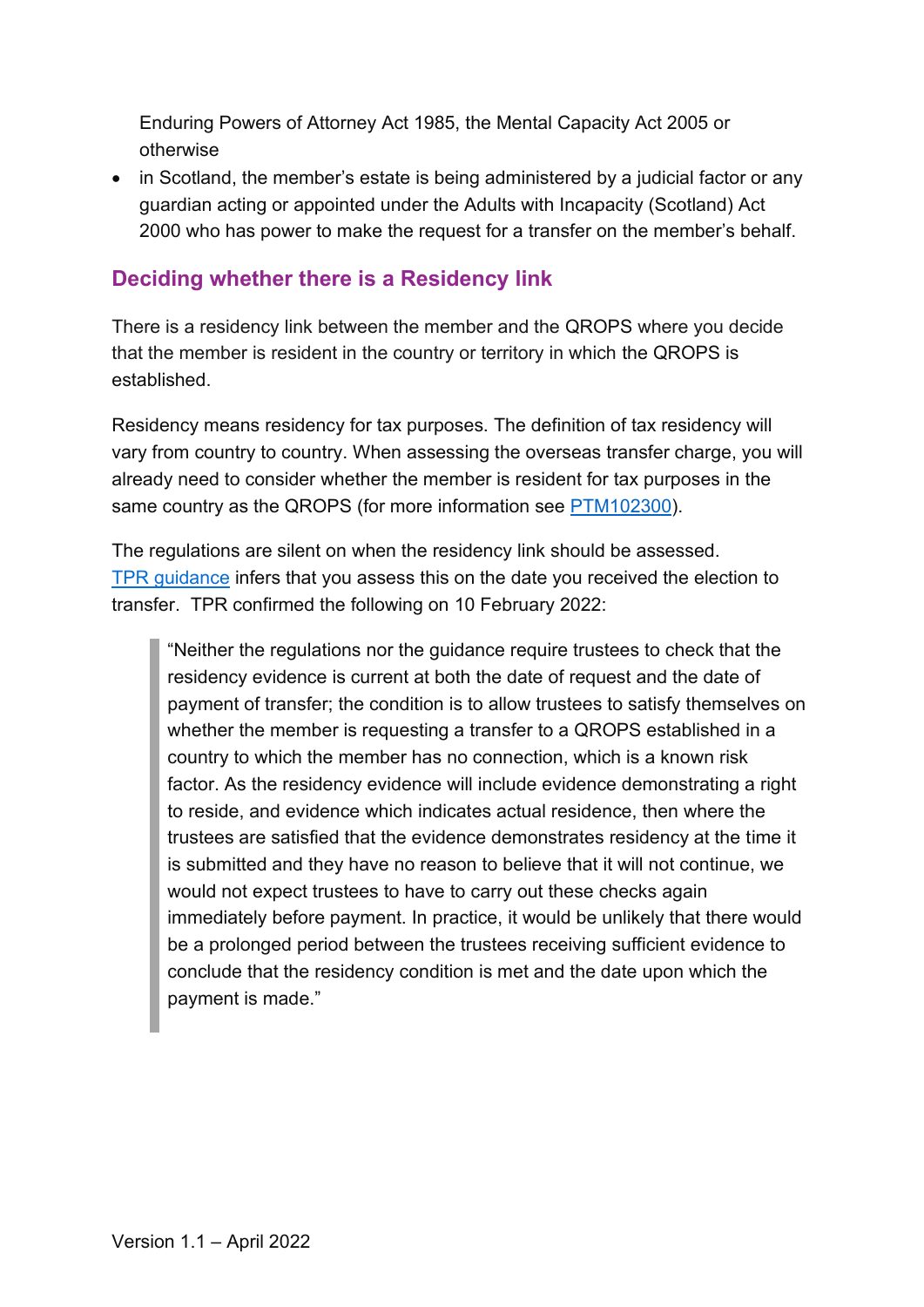Enduring Powers of Attorney Act 1985, the Mental Capacity Act 2005 or otherwise

- in Scotland, the member's estate is being administered by a judicial factor or any guardian acting or appointed under the Adults with Incapacity (Scotland) Act 2000 who has power to make the request for a transfer on the member's behalf.

## Deciding whether there is a Residency link

There is a residency link between the member and the QROPS where you decide that the member is resident in the country or territory in which the QROPS is established.

Residency means residency for tax purposes. The definition of tax residency will vary from country to country. When assessing the overseas transfer charge, you will already need to consider whether the member is resident for tax purposes in the same country as the QROPS (for more information see PTM102300).

The regulations are silent on when the residency link should be assessed. TPR guidance infers that you assess this on the date you received the election to transfer. TPR confirmed the following on 10 February 2022:

> "Neither the regulations nor the guidance require trustees to check that the residency evidence is current at both the date of request and the date of payment of transfer; the condition is to allow trustees to satisfy themselves on whether the member is requesting a transfer to a QROPS established in a country to which the member has no connection, which is a known risk factor. As the residency evidence will include evidence demonstrating a right to reside, and evidence which indicates actual residence, then where the trustees are satisfied that the evidence demonstrates residency at the time it is submitted and they have no reason to believe that it will not continue, we would not expect trustees to have to carry out these checks again immediately before payment. In practice, it would be unlikely that there would be a prolonged period between the trustees receiving sufficient evidence to conclude that the residency condition is met and the date upon which the payment is made."

Version 1.1 – April 2022